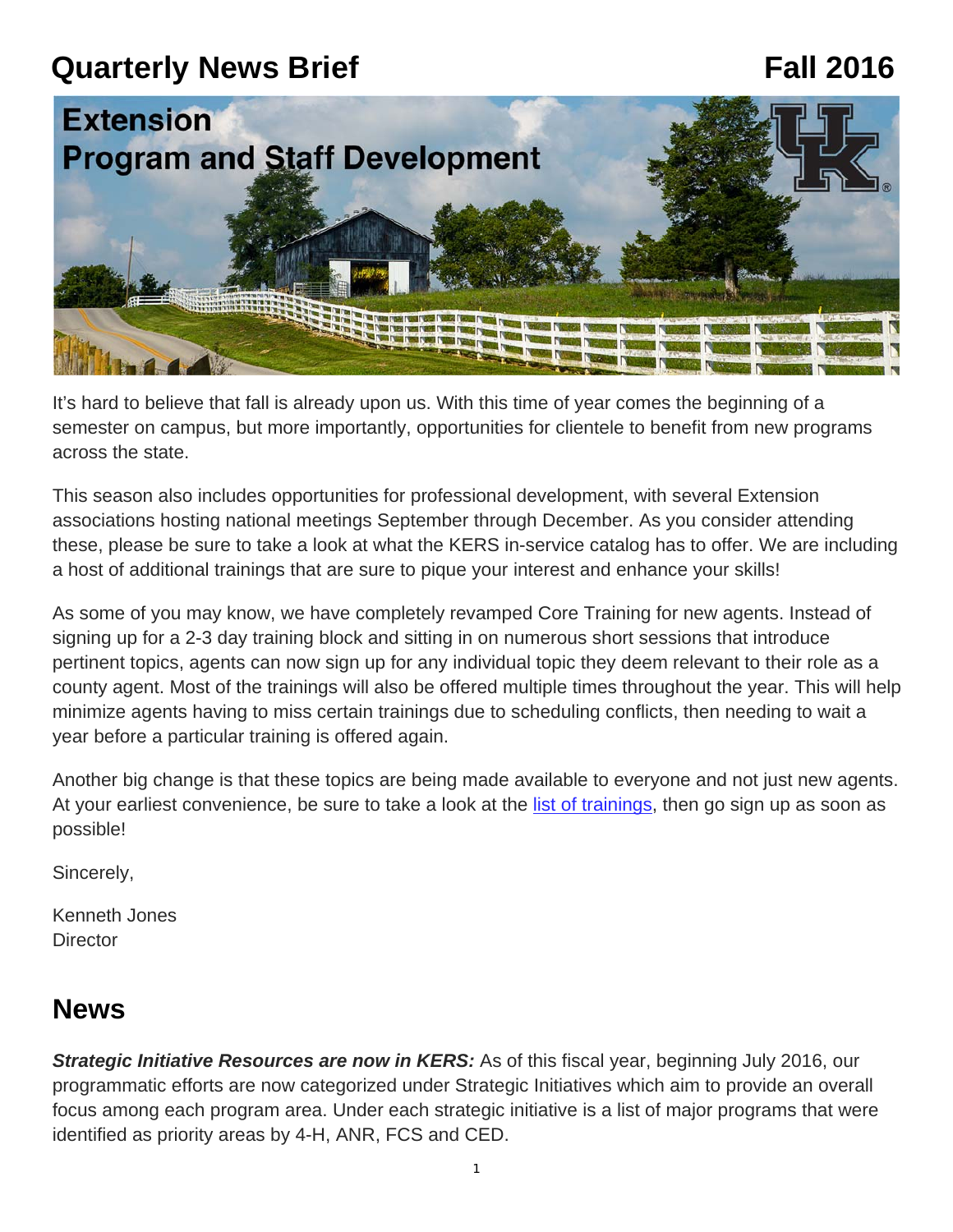# Quarterly News Brief Fall 2016

## Extension Program and Staff Development

It's hard to believe that fall is already upon us. With this time of year comes the beginning of a semester on campus, but more importantly, opportunities for clientele to benefit from new programs across the state.

This season also includes opportunities for professional development, with several Extension associations hosting national meetings September through December. As you consider attending these, please be sure to take a look at what the KERS in-service catalog has to offer. We are including a host of additional trainings that are sure to pique your interest and enhance your skills!

As some of you may know, we have completely revamped Core Training for new agents. Instead of signing up for a 2-3 day training block and sitting in on numerous short sessions that introduce pertinent topics, agents can now sign up for any individual topic they deem relevant to their role as a county agent. Most of the trainings will also be offered multiple times throughout the year. This will help minimize agents having to miss certain trainings due to scheduling conflicts, then needing to wait a year before a particular training is offered again.

Another big change is that these topics are being made available to everyone and not just new agents. At your earliest convenience, be sure to take a look at the list of trainings, then go sign up as soon as possible!

Sincerely,

Kenneth Jones
Director

## News

***Strategic Initiative Resources are now in KERS:*** As of this fiscal year, beginning July 2016, our programmatic efforts are now categorized under Strategic Initiatives which aim to provide an overall focus among each program area. Under each strategic initiative is a list of major programs that were identified as priority areas by 4-H, ANR, FCS and CED.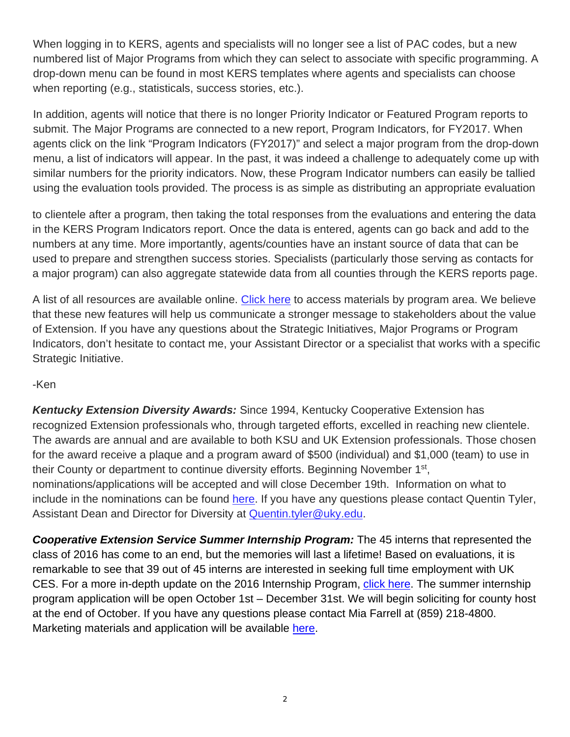When logging in to KERS, agents and specialists will no longer see a list of PAC codes, but a new numbered list of Major Programs from which they can select to associate with specific programming. A drop-down menu can be found in most KERS templates where agents and specialists can choose when reporting (e.g., statisticals, success stories, etc.).

In addition, agents will notice that there is no longer Priority Indicator or Featured Program reports to submit. The Major Programs are connected to a new report, Program Indicators, for FY2017. When agents click on the link "Program Indicators (FY2017)" and select a major program from the drop-down menu, a list of indicators will appear. In the past, it was indeed a challenge to adequately come up with similar numbers for the priority indicators. Now, these Program Indicator numbers can easily be tallied using the evaluation tools provided. The process is as simple as distributing an appropriate evaluation to clientele after a program, then taking the total responses from the evaluations and entering the data in the KERS Program Indicators report. Once the data is entered, agents can go back and add to the numbers at any time. More importantly, agents/counties have an instant source of data that can be used to prepare and strengthen success stories. Specialists (particularly those serving as contacts for a major program) can also aggregate statewide data from all counties through the KERS reports page.

A list of all resources are available online. Click here to access materials by program area. We believe that these new features will help us communicate a stronger message to stakeholders about the value of Extension. If you have any questions about the Strategic Initiatives, Major Programs or Program Indicators, don't hesitate to contact me, your Assistant Director or a specialist that works with a specific Strategic Initiative.

-Ken

***Kentucky Extension Diversity Awards:*** Since 1994, Kentucky Cooperative Extension has recognized Extension professionals who, through targeted efforts, excelled in reaching new clientele. The awards are annual and are available to both KSU and UK Extension professionals. Those chosen for the award receive a plaque and a program award of \$500 (individual) and \$1,000 (team) to use in their County or department to continue diversity efforts. Beginning November 1st, nominations/applications will be accepted and will close December 19th. Information on what to include in the nominations can be found here. If you have any questions please contact Quentin Tyler, Assistant Dean and Director for Diversity at Quentin.tyler@uky.edu.

***Cooperative Extension Service Summer Internship Program:*** The 45 interns that represented the class of 2016 has come to an end, but the memories will last a lifetime! Based on evaluations, it is remarkable to see that 39 out of 45 interns are interested in seeking full time employment with UK CES. For a more in-depth update on the 2016 Internship Program, click here. The summer internship program application will be open October 1st – December 31st. We will begin soliciting for county host at the end of October. If you have any questions please contact Mia Farrell at (859) 218-4800. Marketing materials and application will be available here.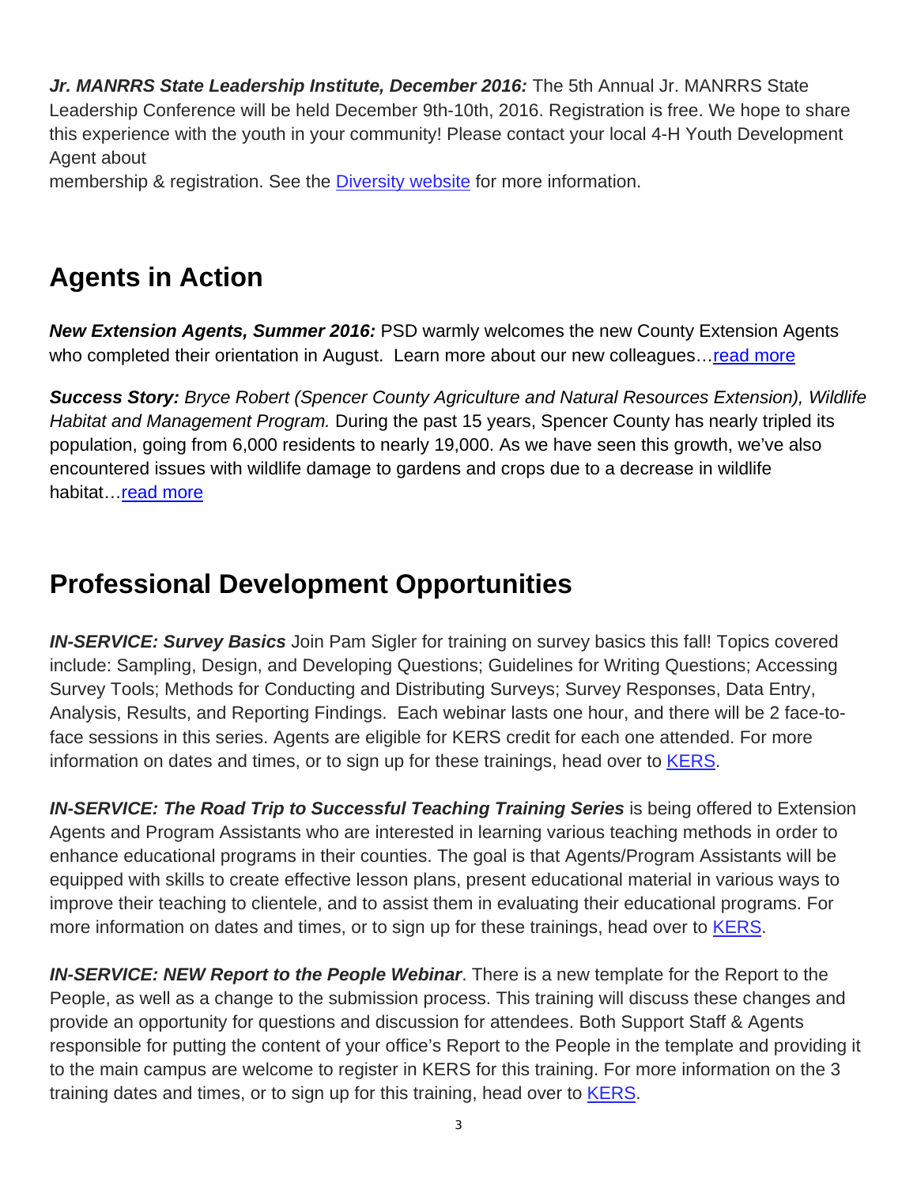***Jr. MANRRS State Leadership Institute, December 2016:*** The 5th Annual Jr. MANRRS State Leadership Conference will be held December 9th-10th, 2016. Registration is free. We hope to share this experience with the youth in your community! Please contact your local 4-H Youth Development Agent about
membership & registration. See the Diversity website for more information.

## Agents in Action

***New Extension Agents, Summer 2016:*** PSD warmly welcomes the new County Extension Agents who completed their orientation in August. Learn more about our new colleagues…read more

***Success Story:*** *Bryce Robert (Spencer County Agriculture and Natural Resources Extension), Wildlife Habitat and Management Program.* During the past 15 years, Spencer County has nearly tripled its population, going from 6,000 residents to nearly 19,000. As we have seen this growth, we've also encountered issues with wildlife damage to gardens and crops due to a decrease in wildlife habitat…read more

## Professional Development Opportunities

***IN-SERVICE: Survey Basics*** Join Pam Sigler for training on survey basics this fall! Topics covered include: Sampling, Design, and Developing Questions; Guidelines for Writing Questions; Accessing Survey Tools; Methods for Conducting and Distributing Surveys; Survey Responses, Data Entry, Analysis, Results, and Reporting Findings. Each webinar lasts one hour, and there will be 2 face-to-face sessions in this series. Agents are eligible for KERS credit for each one attended. For more information on dates and times, or to sign up for these trainings, head over to KERS.

***IN-SERVICE: The Road Trip to Successful Teaching Training Series*** is being offered to Extension Agents and Program Assistants who are interested in learning various teaching methods in order to enhance educational programs in their counties. The goal is that Agents/Program Assistants will be equipped with skills to create effective lesson plans, present educational material in various ways to improve their teaching to clientele, and to assist them in evaluating their educational programs. For more information on dates and times, or to sign up for these trainings, head over to KERS.

***IN-SERVICE: NEW Report to the People Webinar***. There is a new template for the Report to the People, as well as a change to the submission process. This training will discuss these changes and provide an opportunity for questions and discussion for attendees. Both Support Staff & Agents responsible for putting the content of your office's Report to the People in the template and providing it to the main campus are welcome to register in KERS for this training. For more information on the 3 training dates and times, or to sign up for this training, head over to KERS.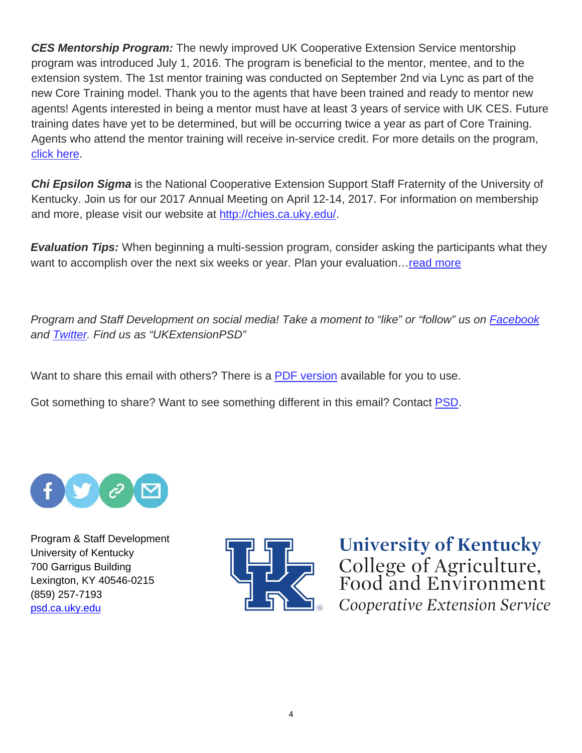***CES Mentorship Program:*** The newly improved UK Cooperative Extension Service mentorship program was introduced July 1, 2016. The program is beneficial to the mentor, mentee, and to the extension system. The 1st mentor training was conducted on September 2nd via Lync as part of the new Core Training model. Thank you to the agents that have been trained and ready to mentor new agents! Agents interested in being a mentor must have at least 3 years of service with UK CES. Future training dates have yet to be determined, but will be occurring twice a year as part of Core Training. Agents who attend the mentor training will receive in-service credit. For more details on the program, click here.

***Chi Epsilon Sigma*** is the National Cooperative Extension Support Staff Fraternity of the University of Kentucky. Join us for our 2017 Annual Meeting on April 12-14, 2017. For information on membership and more, please visit our website at http://chies.ca.uky.edu/.

***Evaluation Tips:*** When beginning a multi-session program, consider asking the participants what they want to accomplish over the next six weeks or year. Plan your evaluation…read more

*Program and Staff Development on social media! Take a moment to "like" or "follow" us on Facebook and Twitter. Find us as "UKExtensionPSD"*

Want to share this email with others? There is a PDF version available for you to use.

Got something to share? Want to see something different in this email? Contact PSD.

Program & Staff Development
University of Kentucky
700 Garrigus Building
Lexington, KY 40546-0215
(859) 257-7193
psd.ca.uky.edu

University of Kentucky
College of Agriculture, Food and Environment
*Cooperative Extension Service*